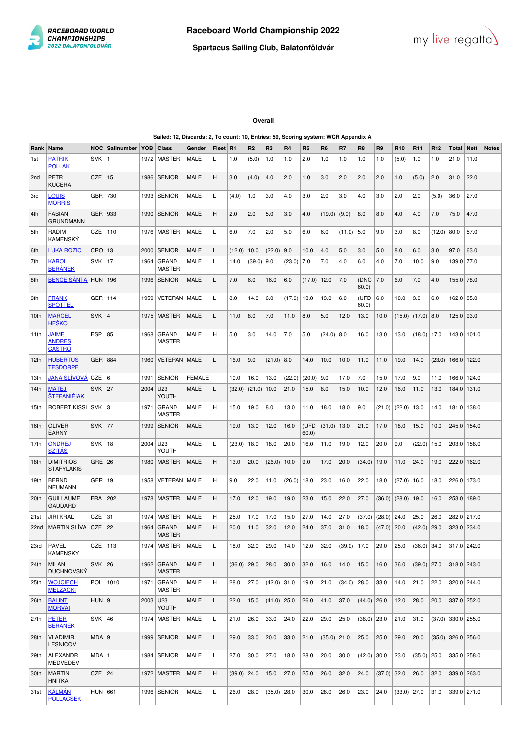# Raceboard World Championship 2022

## Spartacus Sailing Club, Balatonföldvár

### Overall

Sailed: 12, Discards: 2, To count: 10, Entries: 59, Scoring system: WCR Appendix A

| Rank | Name | NOC | Sailnumber | YOB | Class | Gender | Fleet | R1 | R2 | R3 | R4 | R5 | R6 | R7 | R8 | R9 | R10 | R11 | R12 | Total | Nett | Notes |
|---|---|---|---|---|---|---|---|---|---|---|---|---|---|---|---|---|---|---|---|---|---|---|
| 1st | PATRIK POLLAK | SVK | 1 | 1972 | MASTER | MALE | L | 1.0 | (5.0) | 1.0 | 1.0 | 2.0 | 1.0 | 1.0 | 1.0 | 1.0 | (5.0) | 1.0 | 1.0 | 21.0 | 11.0 | |
| 2nd | PETR KUCERA | CZE | 15 | 1986 | SENIOR | MALE | H | 3.0 | (4.0) | 4.0 | 2.0 | 1.0 | 3.0 | 2.0 | 2.0 | 2.0 | 1.0 | (5.0) | 2.0 | 31.0 | 22.0 | |
| 3rd | LOUIS MORRIS | GBR | 730 | 1993 | SENIOR | MALE | L | (4.0) | 1.0 | 3.0 | 4.0 | 3.0 | 2.0 | 3.0 | 4.0 | 3.0 | 2.0 | 2.0 | (5.0) | 36.0 | 27.0 | |
| 4th | FABIAN GRUNDMANN | GER | 933 | 1990 | SENIOR | MALE | H | 2.0 | 2.0 | 5.0 | 3.0 | 4.0 | (19.0) | (9.0) | 8.0 | 8.0 | 4.0 | 4.0 | 7.0 | 75.0 | 47.0 | |
| 5th | RADIM KAMENSKÝ | CZE | 110 | 1976 | MASTER | MALE | L | 6.0 | 7.0 | 2.0 | 5.0 | 6.0 | 6.0 | (11.0) | 5.0 | 9.0 | 3.0 | 8.0 | (12.0) | 80.0 | 57.0 | |
| 6th | LUKA ROZIC | CRO | 13 | 2000 | SENIOR | MALE | L | (12.0) | 10.0 | (22.0) | 9.0 | 10.0 | 4.0 | 5.0 | 3.0 | 5.0 | 8.0 | 6.0 | 3.0 | 97.0 | 63.0 | |
| 7th | KAROL BERÁNEK | SVK | 17 | 1964 | GRAND MASTER | MALE | L | 14.0 | (39.0) | 9.0 | (23.0) | 7.0 | 7.0 | 4.0 | 6.0 | 4.0 | 7.0 | 10.0 | 9.0 | 139.0 | 77.0 | |
| 8th | BENCE SÁNTA | HUN | 196 | 1996 | SENIOR | MALE | L | 7.0 | 6.0 | 16.0 | 6.0 | (17.0) | 12.0 | 7.0 | (DNC 60.0) | 7.0 | 6.0 | 7.0 | 4.0 | 155.0 | 78.0 | |
| 9th | FRANK SPÖTTEL | GER | 114 | 1959 | VETERAN | MALE | L | 8.0 | 14.0 | 6.0 | (17.0) | 13.0 | 13.0 | 6.0 | (UFD 60.0) | 6.0 | 10.0 | 3.0 | 6.0 | 162.0 | 85.0 | |
| 10th | MARCEL HEŠKO | SVK | 4 | 1975 | MASTER | MALE | L | 11.0 | 8.0 | 7.0 | 11.0 | 8.0 | 5.0 | 12.0 | 13.0 | 10.0 | (15.0) | (17.0) | 8.0 | 125.0 | 93.0 | |
| 11th | JAIME ANDRES CASTRO | ESP | 85 | 1968 | GRAND MASTER | MALE | H | 5.0 | 3.0 | 14.0 | 7.0 | 5.0 | (24.0) | 8.0 | 16.0 | 13.0 | 13.0 | (18.0) | 17.0 | 143.0 | 101.0 | |
| 12th | HUBERTUS TESDORPF | GER | 884 | 1960 | VETERAN | MALE | L | 16.0 | 9.0 | (21.0) | 8.0 | 14.0 | 10.0 | 10.0 | 11.0 | 11.0 | 19.0 | 14.0 | (23.0) | 166.0 | 122.0 | |
| 13th | JANA SLÍVOVÁ | CZE | 6 | 1991 | SENIOR | FEMALE | | 10.0 | 16.0 | 13.0 | (22.0) | (20.0) | 9.0 | 17.0 | 7.0 | 15.0 | 17.0 | 9.0 | 11.0 | 166.0 | 124.0 | |
| 14th | MATEJ ŠTEFANIEIAK | SVK | 27 | 2004 | U23 YOUTH | MALE | L | (32.0) | (21.0) | 10.0 | 21.0 | 15.0 | 8.0 | 15.0 | 10.0 | 12.0 | 16.0 | 11.0 | 13.0 | 184.0 | 131.0 | |
| 15th | ROBERT KISSI | SVK | 3 | 1971 | GRAND MASTER | MALE | H | 15.0 | 19.0 | 8.0 | 13.0 | 11.0 | 18.0 | 18.0 | 9.0 | (21.0) | (22.0) | 13.0 | 14.0 | 181.0 | 138.0 | |
| 16th | OLIVER ÈARNÝ | SVK | 77 | 1999 | SENIOR | MALE | | 19.0 | 13.0 | 12.0 | 16.0 | (UFD 60.0) | (31.0) | 13.0 | 21.0 | 17.0 | 18.0 | 15.0 | 10.0 | 245.0 | 154.0 | |
| 17th | ONDREJ SZITÁS | SVK | 18 | 2004 | U23 YOUTH | MALE | L | (23.0) | 18.0 | 18.0 | 20.0 | 16.0 | 11.0 | 19.0 | 12.0 | 20.0 | 9.0 | (22.0) | 15.0 | 203.0 | 158.0 | |
| 18th | DIMITRIOS STAFYLAKIS | GRE | 26 | 1980 | MASTER | MALE | H | 13.0 | 20.0 | (26.0) | 10.0 | 9.0 | 17.0 | 20.0 | (34.0) | 19.0 | 11.0 | 24.0 | 19.0 | 222.0 | 162.0 | |
| 19th | BERND NEUMANN | GER | 19 | 1958 | VETERAN | MALE | H | 9.0 | 22.0 | 11.0 | (26.0) | 18.0 | 23.0 | 16.0 | 22.0 | 18.0 | (27.0) | 16.0 | 18.0 | 226.0 | 173.0 | |
| 20th | GUILLAUME GAUDARD | FRA | 202 | 1978 | MASTER | MALE | H | 17.0 | 12.0 | 19.0 | 19.0 | 23.0 | 15.0 | 22.0 | 27.0 | (36.0) | (28.0) | 19.0 | 16.0 | 253.0 | 189.0 | |
| 21st | JIRI KRAL | CZE | 31 | 1974 | MASTER | MALE | H | 25.0 | 17.0 | 17.0 | 15.0 | 27.0 | 14.0 | 27.0 | (37.0) | (28.0) | 24.0 | 25.0 | 26.0 | 282.0 | 217.0 | |
| 22nd | MARTIN SLÍVA | CZE | 22 | 1964 | GRAND MASTER | MALE | H | 20.0 | 11.0 | 32.0 | 12.0 | 24.0 | 37.0 | 31.0 | 18.0 | (47.0) | 20.0 | (42.0) | 29.0 | 323.0 | 234.0 | |
| 23rd | PAVEL KAMENSKY | CZE | 113 | 1974 | MASTER | MALE | L | 18.0 | 32.0 | 29.0 | 14.0 | 12.0 | 32.0 | (39.0) | 17.0 | 29.0 | 25.0 | (36.0) | 34.0 | 317.0 | 242.0 | |
| 24th | MILAN DUCHNOVSKÝ | SVK | 26 | 1962 | GRAND MASTER | MALE | L | (36.0) | 29.0 | 28.0 | 30.0 | 32.0 | 16.0 | 14.0 | 15.0 | 16.0 | 36.0 | (39.0) | 27.0 | 318.0 | 243.0 | |
| 25th | WOJCIECH MELZACKI | POL | 1010 | 1971 | GRAND MASTER | MALE | H | 28.0 | 27.0 | (42.0) | 31.0 | 19.0 | 21.0 | (34.0) | 28.0 | 33.0 | 14.0 | 21.0 | 22.0 | 320.0 | 244.0 | |
| 26th | BALINT MORVAI | HUN | 9 | 2003 | U23 YOUTH | MALE | L | 22.0 | 15.0 | (41.0) | 25.0 | 26.0 | 41.0 | 37.0 | (44.0) | 26.0 | 12.0 | 28.0 | 20.0 | 337.0 | 252.0 | |
| 27th | PETER BERANEK | SVK | 46 | 1974 | MASTER | MALE | L | 21.0 | 26.0 | 33.0 | 24.0 | 22.0 | 29.0 | 25.0 | (38.0) | 23.0 | 21.0 | 31.0 | (37.0) | 330.0 | 255.0 | |
| 28th | VLADIMIR LESNICOV | MDA | 9 | 1999 | SENIOR | MALE | L | 29.0 | 33.0 | 20.0 | 33.0 | 21.0 | (35.0) | 21.0 | 25.0 | 25.0 | 29.0 | 20.0 | (35.0) | 326.0 | 256.0 | |
| 29th | ALEXANDR MEDVEDEV | MDA | 1 | 1984 | SENIOR | MALE | L | 27.0 | 30.0 | 27.0 | 18.0 | 28.0 | 20.0 | 30.0 | (42.0) | 30.0 | 23.0 | (35.0) | 25.0 | 335.0 | 258.0 | |
| 30th | MARTIN HNITKA | CZE | 24 | 1972 | MASTER | MALE | H | (39.0) | 24.0 | 15.0 | 27.0 | 25.0 | 26.0 | 32.0 | 24.0 | (37.0) | 32.0 | 26.0 | 32.0 | 339.0 | 263.0 | |
| 31st | KÁLMÁN POLLACSEK | HUN | 661 | 1996 | SENIOR | MALE | L | 26.0 | 28.0 | (35.0) | 28.0 | 30.0 | 28.0 | 26.0 | 23.0 | 24.0 | (33.0) | 27.0 | 31.0 | 339.0 | 271.0 | |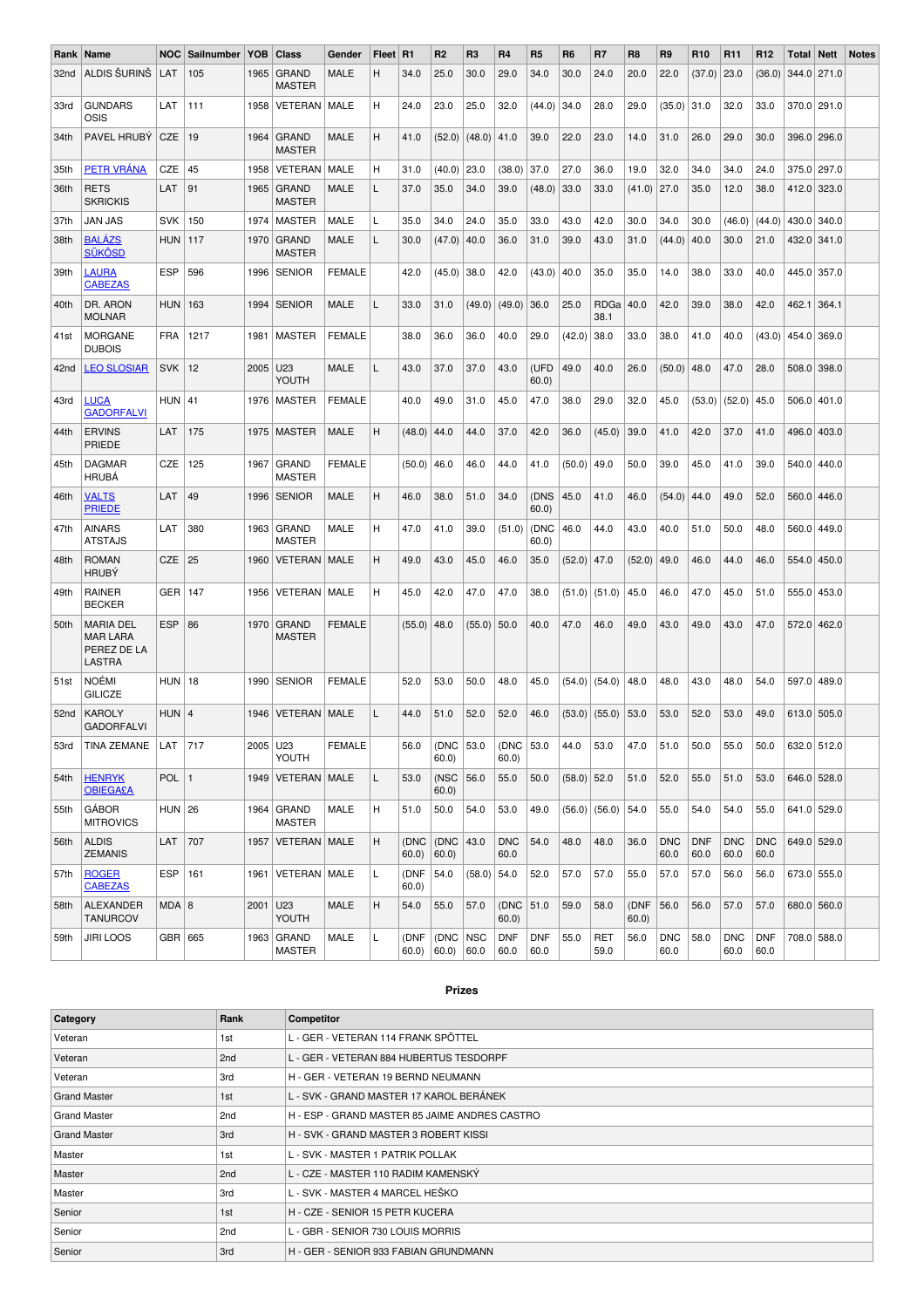| Rank | Name | NOC | Sailnumber | YOB | Class | Gender | Fleet | R1 | R2 | R3 | R4 | R5 | R6 | R7 | R8 | R9 | R10 | R11 | R12 | Total | Nett | Notes |
|---|---|---|---|---|---|---|---|---|---|---|---|---|---|---|---|---|---|---|---|---|---|---|
| 32nd | ALDIS ŠURINŠ | LAT | 105 | 1965 | GRAND MASTER | MALE | H | 34.0 | 25.0 | 30.0 | 29.0 | 34.0 | 30.0 | 24.0 | 20.0 | 22.0 | (37.0) | 23.0 | (36.0) | 344.0 | 271.0 | |
| 33rd | GUNDARS OSIS | LAT | 111 | 1958 | VETERAN | MALE | H | 24.0 | 23.0 | 25.0 | 32.0 | (44.0) | 34.0 | 28.0 | 29.0 | (35.0) | 31.0 | 32.0 | 33.0 | 370.0 | 291.0 | |
| 34th | PAVEL HRUBÝ | CZE | 19 | 1964 | GRAND MASTER | MALE | H | 41.0 | (52.0) | (48.0) | 41.0 | 39.0 | 22.0 | 23.0 | 14.0 | 31.0 | 26.0 | 29.0 | 30.0 | 396.0 | 296.0 | |
| 35th | PETR VRÁNA | CZE | 45 | 1958 | VETERAN | MALE | H | 31.0 | (40.0) | 23.0 | (38.0) | 37.0 | 27.0 | 36.0 | 19.0 | 32.0 | 34.0 | 34.0 | 24.0 | 375.0 | 297.0 | |
| 36th | RETS SKRICKIS | LAT | 91 | 1965 | GRAND MASTER | MALE | L | 37.0 | 35.0 | 34.0 | 39.0 | (48.0) | 33.0 | 33.0 | (41.0) | 27.0 | 35.0 | 12.0 | 38.0 | 412.0 | 323.0 | |
| 37th | JAN JAS | SVK | 150 | 1974 | MASTER | MALE | L | 35.0 | 34.0 | 24.0 | 35.0 | 33.0 | 43.0 | 42.0 | 30.0 | 34.0 | 30.0 | (46.0) | (44.0) | 430.0 | 340.0 | |
| 38th | BALÁZS SÜKÖSD | HUN | 117 | 1970 | GRAND MASTER | MALE | L | 30.0 | (47.0) | 40.0 | 36.0 | 31.0 | 39.0 | 43.0 | 31.0 | (44.0) | 40.0 | 30.0 | 21.0 | 432.0 | 341.0 | |
| 39th | LAURA CABEZAS | ESP | 596 | 1996 | SENIOR | FEMALE | | 42.0 | (45.0) | 38.0 | 42.0 | (43.0) | 40.0 | 35.0 | 35.0 | 14.0 | 38.0 | 33.0 | 40.0 | 445.0 | 357.0 | |
| 40th | DR. ARON MOLNAR | HUN | 163 | 1994 | SENIOR | MALE | L | 33.0 | 31.0 | (49.0) | (49.0) | 36.0 | 25.0 | RDGa 38.1 | 40.0 | 42.0 | 39.0 | 38.0 | 42.0 | 462.1 | 364.1 | |
| 41st | MORGANE DUBOIS | FRA | 1217 | 1981 | MASTER | FEMALE | | 38.0 | 36.0 | 36.0 | 40.0 | 29.0 | (42.0) | 38.0 | 33.0 | 38.0 | 41.0 | 40.0 | (43.0) | 454.0 | 369.0 | |
| 42nd | LEO SLOSIAR | SVK | 12 | 2005 | U23 YOUTH | MALE | L | 43.0 | 37.0 | 37.0 | 43.0 | (UFD 60.0) | 49.0 | 40.0 | 26.0 | (50.0) | 48.0 | 47.0 | 28.0 | 508.0 | 398.0 | |
| 43rd | LUCA GADORFALVI | HUN | 41 | 1976 | MASTER | FEMALE | | 40.0 | 49.0 | 31.0 | 45.0 | 47.0 | 38.0 | 29.0 | 32.0 | 45.0 | (53.0) | (52.0) | 45.0 | 506.0 | 401.0 | |
| 44th | ERVINS PRIEDE | LAT | 175 | 1975 | MASTER | MALE | H | (48.0) | 44.0 | 44.0 | 37.0 | 42.0 | 36.0 | (45.0) | 39.0 | 41.0 | 42.0 | 37.0 | 41.0 | 496.0 | 403.0 | |
| 45th | DAGMAR HRUBÁ | CZE | 125 | 1967 | GRAND MASTER | FEMALE | | (50.0) | 46.0 | 46.0 | 44.0 | 41.0 | (50.0) | 49.0 | 50.0 | 39.0 | 45.0 | 41.0 | 39.0 | 540.0 | 440.0 | |
| 46th | VALTS PRIEDE | LAT | 49 | 1996 | SENIOR | MALE | H | 46.0 | 38.0 | 51.0 | 34.0 | (DNS 60.0) | 45.0 | 41.0 | 46.0 | (54.0) | 44.0 | 49.0 | 52.0 | 560.0 | 446.0 | |
| 47th | AINARS ATSTAJS | LAT | 380 | 1963 | GRAND MASTER | MALE | H | 47.0 | 41.0 | 39.0 | (51.0) | (DNC 60.0) | 46.0 | 44.0 | 43.0 | 40.0 | 51.0 | 50.0 | 48.0 | 560.0 | 449.0 | |
| 48th | ROMAN HRUBÝ | CZE | 25 | 1960 | VETERAN | MALE | H | 49.0 | 43.0 | 45.0 | 46.0 | 35.0 | (52.0) | 47.0 | (52.0) | 49.0 | 46.0 | 44.0 | 46.0 | 554.0 | 450.0 | |
| 49th | RAINER BECKER | GER | 147 | 1956 | VETERAN | MALE | H | 45.0 | 42.0 | 47.0 | 47.0 | 38.0 | (51.0) | (51.0) | 45.0 | 46.0 | 47.0 | 45.0 | 51.0 | 555.0 | 453.0 | |
| 50th | MARIA DEL MAR LARA PEREZ DE LA LASTRA | ESP | 86 | 1970 | GRAND MASTER | FEMALE | | (55.0) | 48.0 | (55.0) | 50.0 | 40.0 | 47.0 | 46.0 | 49.0 | 43.0 | 49.0 | 43.0 | 47.0 | 572.0 | 462.0 | |
| 51st | NOÉMI GILICZE | HUN | 18 | 1990 | SENIOR | FEMALE | | 52.0 | 53.0 | 50.0 | 48.0 | 45.0 | (54.0) | (54.0) | 48.0 | 48.0 | 43.0 | 48.0 | 54.0 | 597.0 | 489.0 | |
| 52nd | KAROLY GADORFALVI | HUN | 4 | 1946 | VETERAN | MALE | L | 44.0 | 51.0 | 52.0 | 52.0 | 46.0 | (53.0) | (55.0) | 53.0 | 53.0 | 52.0 | 53.0 | 49.0 | 613.0 | 505.0 | |
| 53rd | TINA ZEMANE | LAT | 717 | 2005 | U23 YOUTH | FEMALE | | 56.0 | (DNC 60.0) | 53.0 | (DNC 60.0) | 53.0 | 44.0 | 53.0 | 47.0 | 51.0 | 50.0 | 55.0 | 50.0 | 632.0 | 512.0 | |
| 54th | HENRYK OBIEGAŁA | POL | 1 | 1949 | VETERAN | MALE | L | 53.0 | (NSC 60.0) | 56.0 | 55.0 | 50.0 | (58.0) | 52.0 | 51.0 | 52.0 | 55.0 | 51.0 | 53.0 | 646.0 | 528.0 | |
| 55th | GÁBOR MITROVICS | HUN | 26 | 1964 | GRAND MASTER | MALE | H | 51.0 | 50.0 | 54.0 | 53.0 | 49.0 | (56.0) | (56.0) | 54.0 | 55.0 | 54.0 | 54.0 | 55.0 | 641.0 | 529.0 | |
| 56th | ALDIS ZEMANIS | LAT | 707 | 1957 | VETERAN | MALE | H | (DNC 60.0) | (DNC 60.0) | 43.0 | DNC 60.0 | 54.0 | 48.0 | 48.0 | 36.0 | DNC 60.0 | DNF 60.0 | DNC 60.0 | DNC 60.0 | 649.0 | 529.0 | |
| 57th | ROGER CABEZAS | ESP | 161 | 1961 | VETERAN | MALE | L | (DNF 60.0) | 54.0 | (58.0) | 54.0 | 52.0 | 57.0 | 57.0 | 55.0 | 57.0 | 57.0 | 56.0 | 56.0 | 673.0 | 555.0 | |
| 58th | ALEXANDER TANURCOV | MDA | 8 | 2001 | U23 YOUTH | MALE | H | 54.0 | 55.0 | 57.0 | (DNC 60.0) | 51.0 | 59.0 | 58.0 | (DNF 60.0) | 56.0 | 56.0 | 57.0 | 57.0 | 680.0 | 560.0 | |
| 59th | JIRI LOOS | GBR | 665 | 1963 | GRAND MASTER | MALE | L | (DNF 60.0) | (DNC 60.0) | NSC 60.0 | DNF 60.0 | DNF 60.0 | 55.0 | RET 59.0 | 56.0 | DNC 60.0 | 58.0 | DNC 60.0 | DNF 60.0 | 708.0 | 588.0 | |

**Prizes**

| Category | Rank | Competitor |
|---|---|---|
| Veteran | 1st | L - GER - VETERAN 114 FRANK SPÖTTEL |
| Veteran | 2nd | L - GER - VETERAN 884 HUBERTUS TESDORPF |
| Veteran | 3rd | H - GER - VETERAN 19 BERND NEUMANN |
| Grand Master | 1st | L - SVK - GRAND MASTER 17 KAROL BERÁNEK |
| Grand Master | 2nd | H - ESP - GRAND MASTER 85 JAIME ANDRES CASTRO |
| Grand Master | 3rd | H - SVK - GRAND MASTER 3 ROBERT KISSI |
| Master | 1st | L - SVK - MASTER 1 PATRIK POLLAK |
| Master | 2nd | L - CZE - MASTER 110 RADIM KAMENSKÝ |
| Master | 3rd | L - SVK - MASTER 4 MARCEL HEŠKO |
| Senior | 1st | H - CZE - SENIOR 15 PETR KUCERA |
| Senior | 2nd | L - GBR - SENIOR 730 LOUIS MORRIS |
| Senior | 3rd | H - GER - SENIOR 933 FABIAN GRUNDMANN |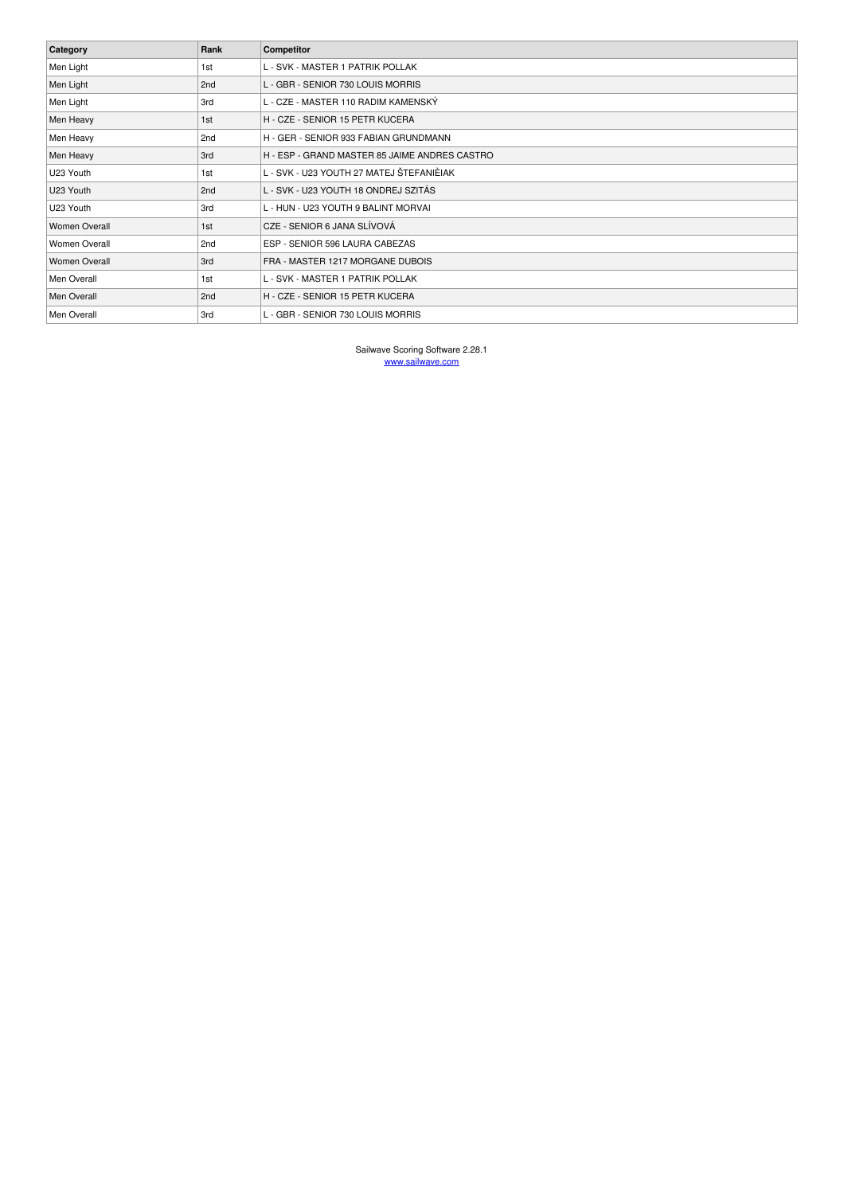| Category | Rank | Competitor |
| --- | --- | --- |
| Men Light | 1st | L - SVK - MASTER 1 PATRIK POLLAK |
| Men Light | 2nd | L - GBR - SENIOR 730 LOUIS MORRIS |
| Men Light | 3rd | L - CZE - MASTER 110 RADIM KAMENSKÝ |
| Men Heavy | 1st | H - CZE - SENIOR 15 PETR KUCERA |
| Men Heavy | 2nd | H - GER - SENIOR 933 FABIAN GRUNDMANN |
| Men Heavy | 3rd | H - ESP - GRAND MASTER 85 JAIME ANDRES CASTRO |
| U23 Youth | 1st | L - SVK - U23 YOUTH 27 MATEJ ŠTEFANIÈIAK |
| U23 Youth | 2nd | L - SVK - U23 YOUTH 18 ONDREJ SZITÁS |
| U23 Youth | 3rd | L - HUN - U23 YOUTH 9 BALINT MORVAI |
| Women Overall | 1st | CZE - SENIOR 6 JANA SLÍVOVÁ |
| Women Overall | 2nd | ESP - SENIOR 596 LAURA CABEZAS |
| Women Overall | 3rd | FRA - MASTER 1217 MORGANE DUBOIS |
| Men Overall | 1st | L - SVK - MASTER 1 PATRIK POLLAK |
| Men Overall | 2nd | H - CZE - SENIOR 15 PETR KUCERA |
| Men Overall | 3rd | L - GBR - SENIOR 730 LOUIS MORRIS |

Sailwave Scoring Software 2.28.1
www.sailwave.com